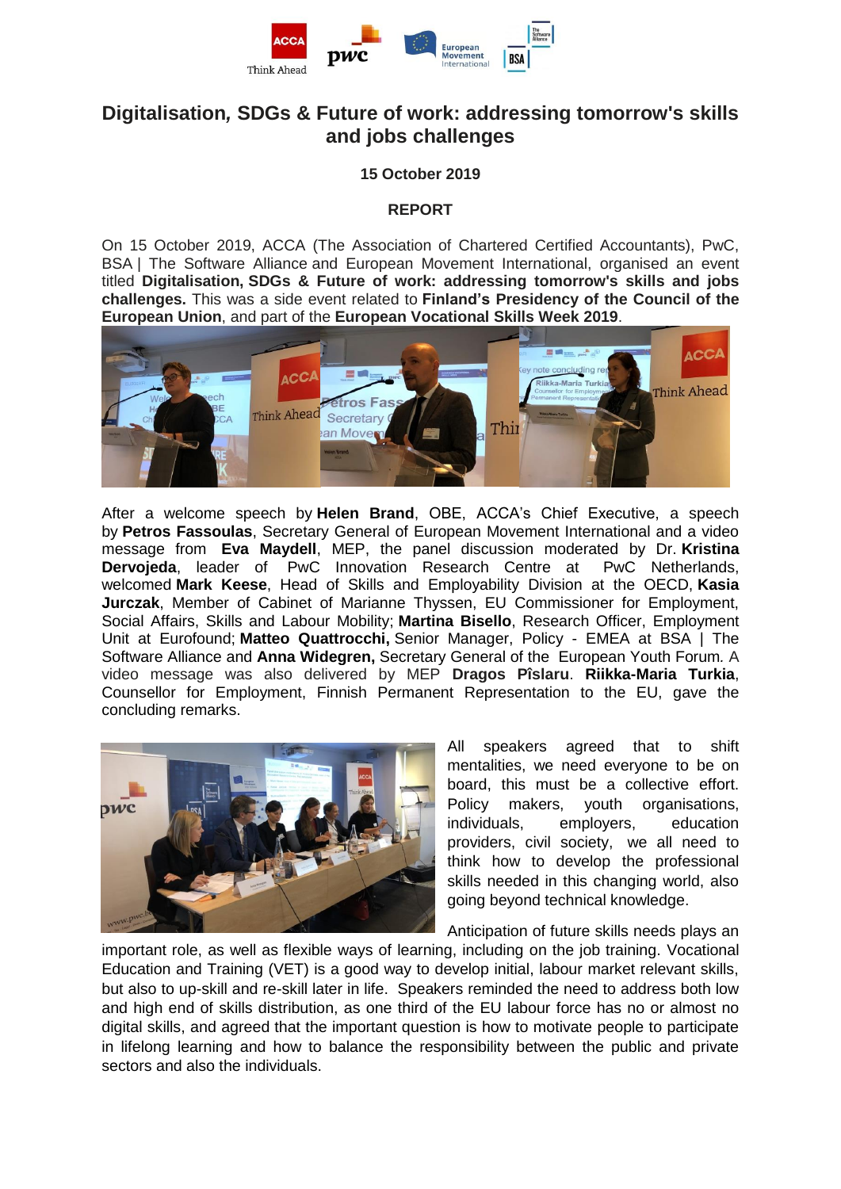# Digitalisation, SDGs & Future of work: addressing tomorrow's skills and jobs challenges

**15 October 2019**

**REPORT**

On 15 October 2019, ACCA (The Association of Chartered Certified Accountants), PwC, BSA | The Software Alliance and European Movement International, organised an event titled **Digitalisation, SDGs & Future of work: addressing tomorrow's skills and jobs challenges.** This was a side event related to **Finland's Presidency of the Council of the European Union**, and part of the **European Vocational Skills Week 2019**.

After a welcome speech by **Helen Brand**, OBE, ACCA's Chief Executive, a speech by **Petros Fassoulas**, Secretary General of European Movement International and a video message from **Eva Maydell**, MEP, the panel discussion moderated by Dr. **Kristina Dervojeda**, leader of PwC Innovation Research Centre at PwC Netherlands, welcomed **Mark Keese**, Head of Skills and Employability Division at the OECD, **Kasia Jurczak**, Member of Cabinet of Marianne Thyssen, EU Commissioner for Employment, Social Affairs, Skills and Labour Mobility; **Martina Bisello**, Research Officer, Employment Unit at Eurofound; **Matteo Quattrocchi,** Senior Manager, Policy - EMEA at BSA | The Software Alliance and **Anna Widegren,** Secretary General of the European Youth Forum. A video message was also delivered by MEP **Dragos Pîslaru**. **Riikka-Maria Turkia**, Counsellor for Employment, Finnish Permanent Representation to the EU, gave the concluding remarks.

All speakers agreed that to shift mentalities, we need everyone to be on board, this must be a collective effort. Policy makers, youth organisations, individuals, employers, education providers, civil society, we all need to think how to develop the professional skills needed in this changing world, also going beyond technical knowledge.

Anticipation of future skills needs plays an important role, as well as flexible ways of learning, including on the job training. Vocational Education and Training (VET) is a good way to develop initial, labour market relevant skills, but also to up-skill and re-skill later in life. Speakers reminded the need to address both low and high end of skills distribution, as one third of the EU labour force has no or almost no digital skills, and agreed that the important question is how to motivate people to participate in lifelong learning and how to balance the responsibility between the public and private sectors and also the individuals.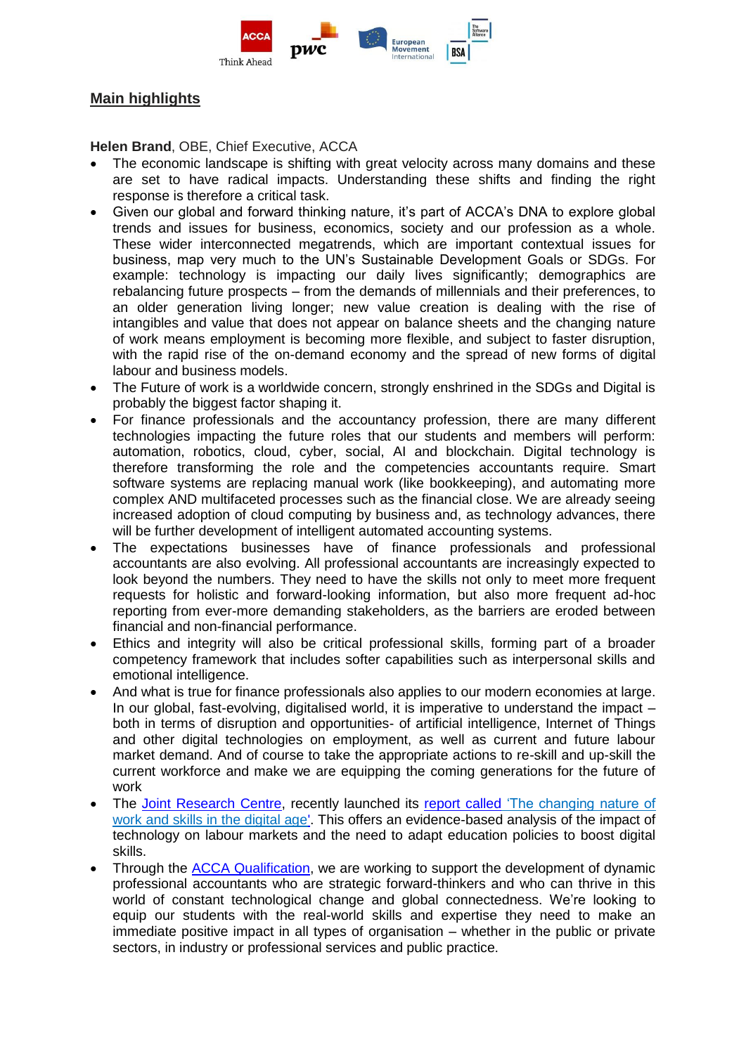## Main highlights

**Helen Brand**, OBE, Chief Executive, ACCA

- The economic landscape is shifting with great velocity across many domains and these are set to have radical impacts. Understanding these shifts and finding the right response is therefore a critical task.
- Given our global and forward thinking nature, it's part of ACCA's DNA to explore global trends and issues for business, economics, society and our profession as a whole. These wider interconnected megatrends, which are important contextual issues for business, map very much to the UN's Sustainable Development Goals or SDGs. For example: technology is impacting our daily lives significantly; demographics are rebalancing future prospects – from the demands of millennials and their preferences, to an older generation living longer; new value creation is dealing with the rise of intangibles and value that does not appear on balance sheets and the changing nature of work means employment is becoming more flexible, and subject to faster disruption, with the rapid rise of the on-demand economy and the spread of new forms of digital labour and business models.
- The Future of work is a worldwide concern, strongly enshrined in the SDGs and Digital is probably the biggest factor shaping it.
- For finance professionals and the accountancy profession, there are many different technologies impacting the future roles that our students and members will perform: automation, robotics, cloud, cyber, social, AI and blockchain. Digital technology is therefore transforming the role and the competencies accountants require. Smart software systems are replacing manual work (like bookkeeping), and automating more complex AND multifaceted processes such as the financial close. We are already seeing increased adoption of cloud computing by business and, as technology advances, there will be further development of intelligent automated accounting systems.
- The expectations businesses have of finance professionals and professional accountants are also evolving. All professional accountants are increasingly expected to look beyond the numbers. They need to have the skills not only to meet more frequent requests for holistic and forward-looking information, but also more frequent ad-hoc reporting from ever-more demanding stakeholders, as the barriers are eroded between financial and non-financial performance.
- Ethics and integrity will also be critical professional skills, forming part of a broader competency framework that includes softer capabilities such as interpersonal skills and emotional intelligence.
- And what is true for finance professionals also applies to our modern economies at large. In our global, fast-evolving, digitalised world, it is imperative to understand the impact – both in terms of disruption and opportunities- of artificial intelligence, Internet of Things and other digital technologies on employment, as well as current and future labour market demand. And of course to take the appropriate actions to re-skill and up-skill the current workforce and make we are equipping the coming generations for the future of work
- The Joint Research Centre, recently launched its report called 'The changing nature of work and skills in the digital age'. This offers an evidence-based analysis of the impact of technology on labour markets and the need to adapt education policies to boost digital skills.
- Through the ACCA Qualification, we are working to support the development of dynamic professional accountants who are strategic forward-thinkers and who can thrive in this world of constant technological change and global connectedness. We're looking to equip our students with the real-world skills and expertise they need to make an immediate positive impact in all types of organisation – whether in the public or private sectors, in industry or professional services and public practice.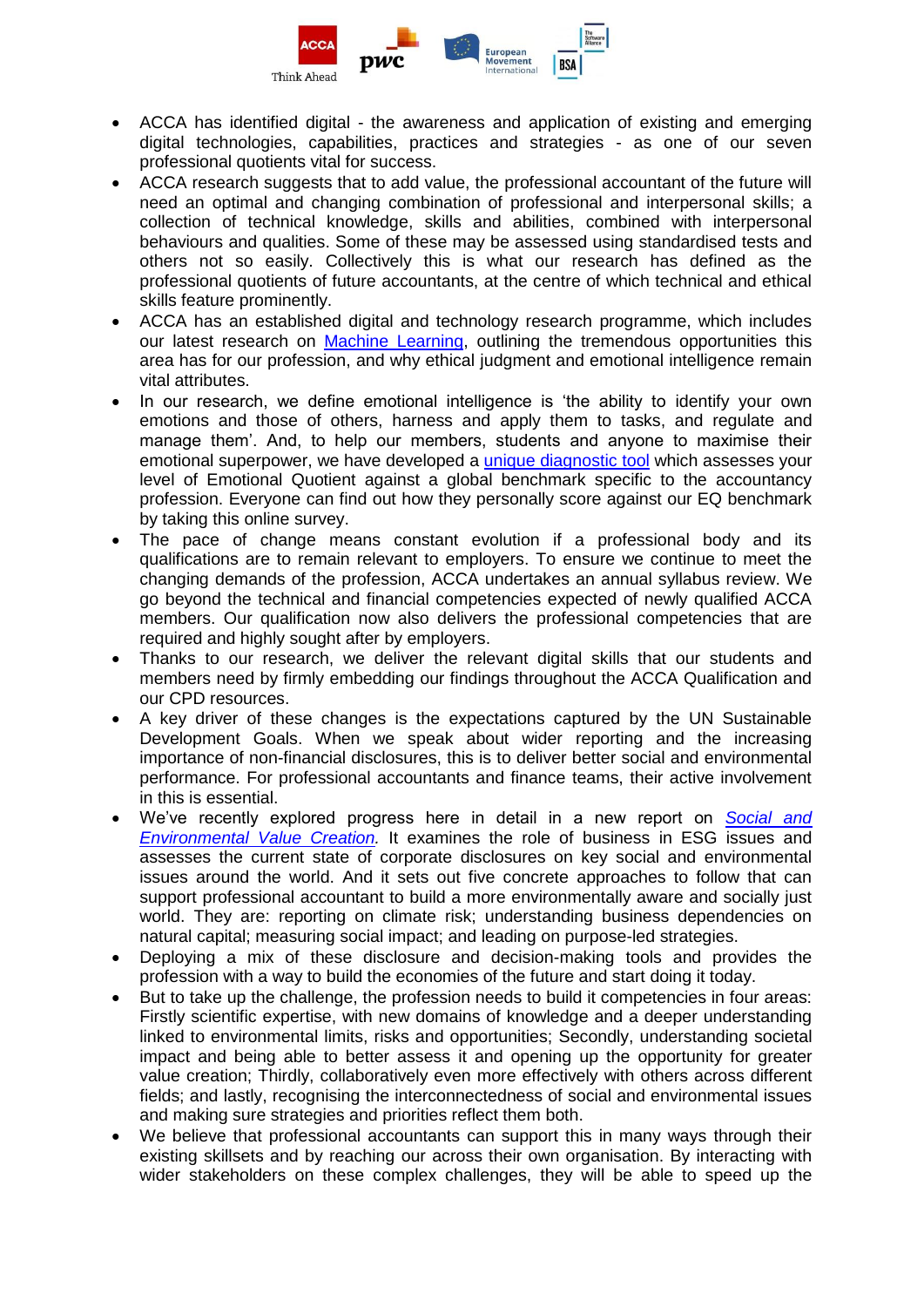- ACCA has identified digital - the awareness and application of existing and emerging digital technologies, capabilities, practices and strategies - as one of our seven professional quotients vital for success.
- ACCA research suggests that to add value, the professional accountant of the future will need an optimal and changing combination of professional and interpersonal skills; a collection of technical knowledge, skills and abilities, combined with interpersonal behaviours and qualities. Some of these may be assessed using standardised tests and others not so easily. Collectively this is what our research has defined as the professional quotients of future accountants, at the centre of which technical and ethical skills feature prominently.
- ACCA has an established digital and technology research programme, which includes our latest research on Machine Learning, outlining the tremendous opportunities this area has for our profession, and why ethical judgment and emotional intelligence remain vital attributes.
- In our research, we define emotional intelligence is 'the ability to identify your own emotions and those of others, harness and apply them to tasks, and regulate and manage them'. And, to help our members, students and anyone to maximise their emotional superpower, we have developed a unique diagnostic tool which assesses your level of Emotional Quotient against a global benchmark specific to the accountancy profession. Everyone can find out how they personally score against our EQ benchmark by taking this online survey.
- The pace of change means constant evolution if a professional body and its qualifications are to remain relevant to employers. To ensure we continue to meet the changing demands of the profession, ACCA undertakes an annual syllabus review. We go beyond the technical and financial competencies expected of newly qualified ACCA members. Our qualification now also delivers the professional competencies that are required and highly sought after by employers.
- Thanks to our research, we deliver the relevant digital skills that our students and members need by firmly embedding our findings throughout the ACCA Qualification and our CPD resources.
- A key driver of these changes is the expectations captured by the UN Sustainable Development Goals. When we speak about wider reporting and the increasing importance of non-financial disclosures, this is to deliver better social and environmental performance. For professional accountants and finance teams, their active involvement in this is essential.
- We've recently explored progress here in detail in a new report on *Social and Environmental Value Creation.* It examines the role of business in ESG issues and assesses the current state of corporate disclosures on key social and environmental issues around the world. And it sets out five concrete approaches to follow that can support professional accountant to build a more environmentally aware and socially just world. They are: reporting on climate risk; understanding business dependencies on natural capital; measuring social impact; and leading on purpose-led strategies.
- Deploying a mix of these disclosure and decision-making tools and provides the profession with a way to build the economies of the future and start doing it today.
- But to take up the challenge, the profession needs to build it competencies in four areas: Firstly scientific expertise, with new domains of knowledge and a deeper understanding linked to environmental limits, risks and opportunities; Secondly, understanding societal impact and being able to better assess it and opening up the opportunity for greater value creation; Thirdly, collaboratively even more effectively with others across different fields; and lastly, recognising the interconnectedness of social and environmental issues and making sure strategies and priorities reflect them both.
- We believe that professional accountants can support this in many ways through their existing skillsets and by reaching our across their own organisation. By interacting with wider stakeholders on these complex challenges, they will be able to speed up the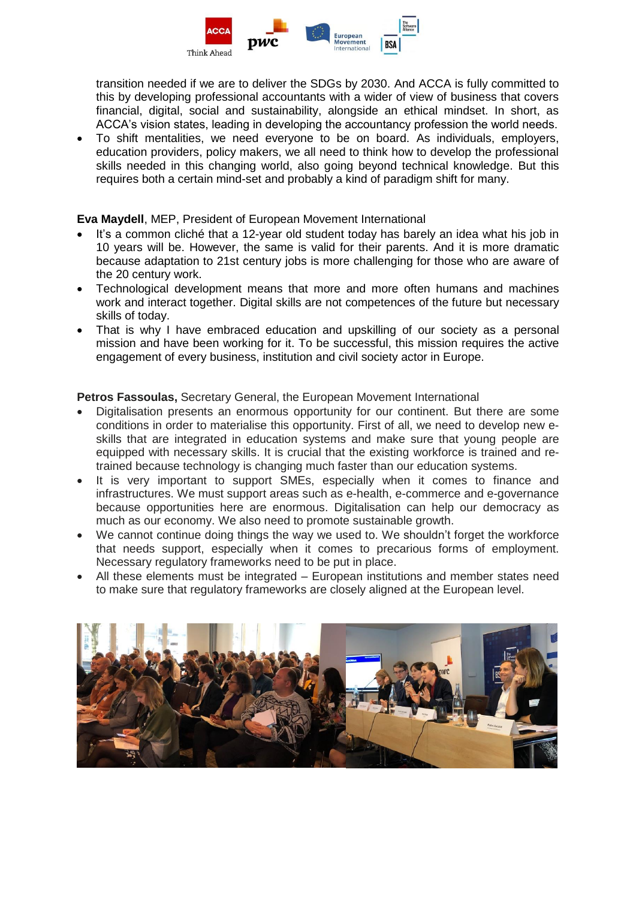transition needed if we are to deliver the SDGs by 2030. And ACCA is fully committed to this by developing professional accountants with a wider of view of business that covers financial, digital, social and sustainability, alongside an ethical mindset. In short, as ACCA's vision states, leading in developing the accountancy profession the world needs.

- To shift mentalities, we need everyone to be on board. As individuals, employers, education providers, policy makers, we all need to think how to develop the professional skills needed in this changing world, also going beyond technical knowledge. But this requires both a certain mind-set and probably a kind of paradigm shift for many.

**Eva Maydell**, MEP, President of European Movement International

- It's a common cliché that a 12-year old student today has barely an idea what his job in 10 years will be. However, the same is valid for their parents. And it is more dramatic because adaptation to 21st century jobs is more challenging for those who are aware of the 20 century work.
- Technological development means that more and more often humans and machines work and interact together. Digital skills are not competences of the future but necessary skills of today.
- That is why I have embraced education and upskilling of our society as a personal mission and have been working for it. To be successful, this mission requires the active engagement of every business, institution and civil society actor in Europe.

**Petros Fassoulas,** Secretary General, the European Movement International

- Digitalisation presents an enormous opportunity for our continent. But there are some conditions in order to materialise this opportunity. First of all, we need to develop new e-skills that are integrated in education systems and make sure that young people are equipped with necessary skills. It is crucial that the existing workforce is trained and re-trained because technology is changing much faster than our education systems.
- It is very important to support SMEs, especially when it comes to finance and infrastructures. We must support areas such as e-health, e-commerce and e-governance because opportunities here are enormous. Digitalisation can help our democracy as much as our economy. We also need to promote sustainable growth.
- We cannot continue doing things the way we used to. We shouldn't forget the workforce that needs support, especially when it comes to precarious forms of employment. Necessary regulatory frameworks need to be put in place.
- All these elements must be integrated – European institutions and member states need to make sure that regulatory frameworks are closely aligned at the European level.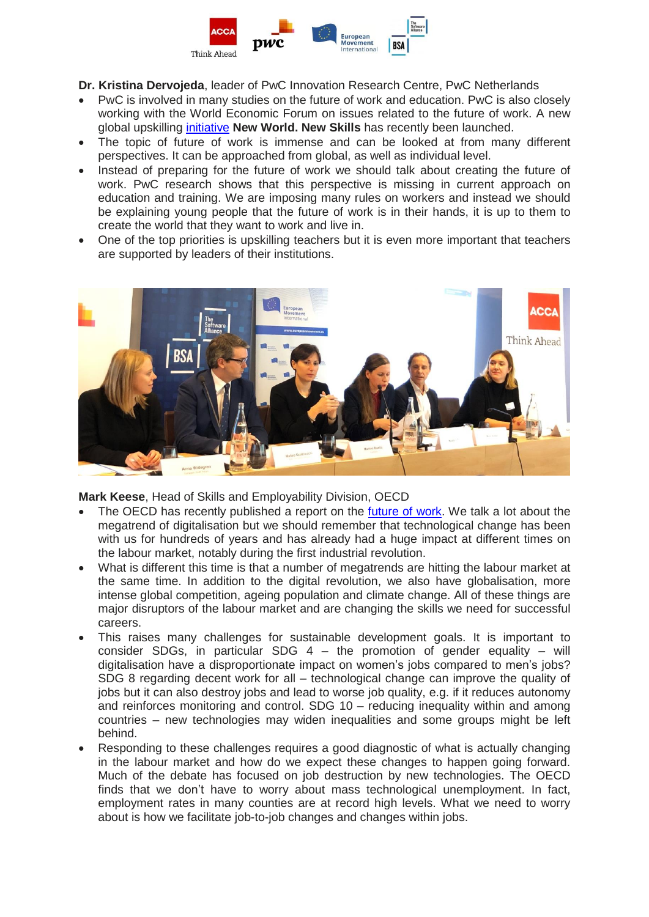**Dr. Kristina Dervojeda**, leader of PwC Innovation Research Centre, PwC Netherlands

- PwC is involved in many studies on the future of work and education. PwC is also closely working with the World Economic Forum on issues related to the future of work. A new global upskilling initiative **New World. New Skills** has recently been launched.
- The topic of future of work is immense and can be looked at from many different perspectives. It can be approached from global, as well as individual level.
- Instead of preparing for the future of work we should talk about creating the future of work. PwC research shows that this perspective is missing in current approach on education and training. We are imposing many rules on workers and instead we should be explaining young people that the future of work is in their hands, it is up to them to create the world that they want to work and live in.
- One of the top priorities is upskilling teachers but it is even more important that teachers are supported by leaders of their institutions.

**Mark Keese**, Head of Skills and Employability Division, OECD

- The OECD has recently published a report on the future of work. We talk a lot about the megatrend of digitalisation but we should remember that technological change has been with us for hundreds of years and has already had a huge impact at different times on the labour market, notably during the first industrial revolution.
- What is different this time is that a number of megatrends are hitting the labour market at the same time. In addition to the digital revolution, we also have globalisation, more intense global competition, ageing population and climate change. All of these things are major disruptors of the labour market and are changing the skills we need for successful careers.
- This raises many challenges for sustainable development goals. It is important to consider SDGs, in particular SDG 4 – the promotion of gender equality – will digitalisation have a disproportionate impact on women's jobs compared to men's jobs? SDG 8 regarding decent work for all – technological change can improve the quality of jobs but it can also destroy jobs and lead to worse job quality, e.g. if it reduces autonomy and reinforces monitoring and control. SDG 10 – reducing inequality within and among countries – new technologies may widen inequalities and some groups might be left behind.
- Responding to these challenges requires a good diagnostic of what is actually changing in the labour market and how do we expect these changes to happen going forward. Much of the debate has focused on job destruction by new technologies. The OECD finds that we don't have to worry about mass technological unemployment. In fact, employment rates in many counties are at record high levels. What we need to worry about is how we facilitate job-to-job changes and changes within jobs.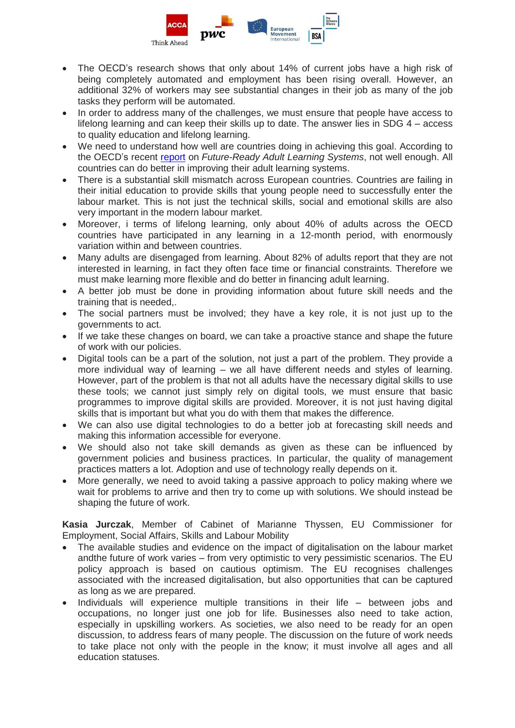- The OECD's research shows that only about 14% of current jobs have a high risk of being completely automated and employment has been rising overall. However, an additional 32% of workers may see substantial changes in their job as many of the job tasks they perform will be automated.
- In order to address many of the challenges, we must ensure that people have access to lifelong learning and can keep their skills up to date. The answer lies in SDG 4 – access to quality education and lifelong learning.
- We need to understand how well are countries doing in achieving this goal. According to the OECD's recent [report](report) on *Future-Ready Adult Learning Systems*, not well enough. All countries can do better in improving their adult learning systems.
- There is a substantial skill mismatch across European countries. Countries are failing in their initial education to provide skills that young people need to successfully enter the labour market. This is not just the technical skills, social and emotional skills are also very important in the modern labour market.
- Moreover, i terms of lifelong learning, only about 40% of adults across the OECD countries have participated in any learning in a 12-month period, with enormously variation within and between countries.
- Many adults are disengaged from learning. About 82% of adults report that they are not interested in learning, in fact they often face time or financial constraints. Therefore we must make learning more flexible and do better in financing adult learning.
- A better job must be done in providing information about future skill needs and the training that is needed,.
- The social partners must be involved; they have a key role, it is not just up to the governments to act.
- If we take these changes on board, we can take a proactive stance and shape the future of work with our policies.
- Digital tools can be a part of the solution, not just a part of the problem. They provide a more individual way of learning – we all have different needs and styles of learning. However, part of the problem is that not all adults have the necessary digital skills to use these tools; we cannot just simply rely on digital tools, we must ensure that basic programmes to improve digital skills are provided. Moreover, it is not just having digital skills that is important but what you do with them that makes the difference.
- We can also use digital technologies to do a better job at forecasting skill needs and making this information accessible for everyone.
- We should also not take skill demands as given as these can be influenced by government policies and business practices. In particular, the quality of management practices matters a lot. Adoption and use of technology really depends on it.
- More generally, we need to avoid taking a passive approach to policy making where we wait for problems to arrive and then try to come up with solutions. We should instead be shaping the future of work.

**Kasia Jurczak**, Member of Cabinet of Marianne Thyssen, EU Commissioner for Employment, Social Affairs, Skills and Labour Mobility

- The available studies and evidence on the impact of digitalisation on the labour market andthe future of work varies – from very optimistic to very pessimistic scenarios. The EU policy approach is based on cautious optimism. The EU recognises challenges associated with the increased digitalisation, but also opportunities that can be captured as long as we are prepared.
- Individuals will experience multiple transitions in their life – between jobs and occupations, no longer just one job for life. Businesses also need to take action, especially in upskilling workers. As societies, we also need to be ready for an open discussion, to address fears of many people. The discussion on the future of work needs to take place not only with the people in the know; it must involve all ages and all education statuses.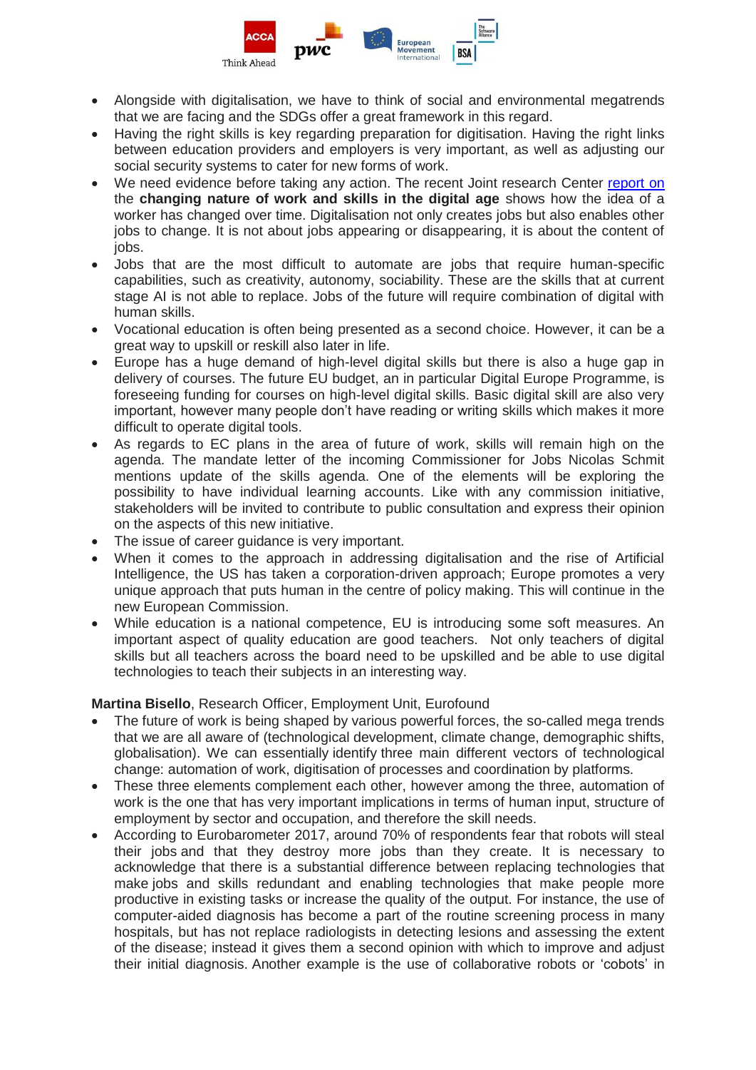- Alongside with digitalisation, we have to think of social and environmental megatrends that we are facing and the SDGs offer a great framework in this regard.
- Having the right skills is key regarding preparation for digitisation. Having the right links between education providers and employers is very important, as well as adjusting our social security systems to cater for new forms of work.
- We need evidence before taking any action. The recent Joint research Center report on the **changing nature of work and skills in the digital age** shows how the idea of a worker has changed over time. Digitalisation not only creates jobs but also enables other jobs to change. It is not about jobs appearing or disappearing, it is about the content of jobs.
- Jobs that are the most difficult to automate are jobs that require human-specific capabilities, such as creativity, autonomy, sociability. These are the skills that at current stage AI is not able to replace. Jobs of the future will require combination of digital with human skills.
- Vocational education is often being presented as a second choice. However, it can be a great way to upskill or reskill also later in life.
- Europe has a huge demand of high-level digital skills but there is also a huge gap in delivery of courses. The future EU budget, an in particular Digital Europe Programme, is foreseeing funding for courses on high-level digital skills. Basic digital skill are also very important, however many people don't have reading or writing skills which makes it more difficult to operate digital tools.
- As regards to EC plans in the area of future of work, skills will remain high on the agenda. The mandate letter of the incoming Commissioner for Jobs Nicolas Schmit mentions update of the skills agenda. One of the elements will be exploring the possibility to have individual learning accounts. Like with any commission initiative, stakeholders will be invited to contribute to public consultation and express their opinion on the aspects of this new initiative.
- The issue of career guidance is very important.
- When it comes to the approach in addressing digitalisation and the rise of Artificial Intelligence, the US has taken a corporation-driven approach; Europe promotes a very unique approach that puts human in the centre of policy making. This will continue in the new European Commission.
- While education is a national competence, EU is introducing some soft measures. An important aspect of quality education are good teachers. Not only teachers of digital skills but all teachers across the board need to be upskilled and be able to use digital technologies to teach their subjects in an interesting way.

**Martina Bisello**, Research Officer, Employment Unit, Eurofound

- The future of work is being shaped by various powerful forces, the so-called mega trends that we are all aware of (technological development, climate change, demographic shifts, globalisation). We can essentially identify three main different vectors of technological change: automation of work, digitisation of processes and coordination by platforms.
- These three elements complement each other, however among the three, automation of work is the one that has very important implications in terms of human input, structure of employment by sector and occupation, and therefore the skill needs.
- According to Eurobarometer 2017, around 70% of respondents fear that robots will steal their jobs and that they destroy more jobs than they create. It is necessary to acknowledge that there is a substantial difference between replacing technologies that make jobs and skills redundant and enabling technologies that make people more productive in existing tasks or increase the quality of the output. For instance, the use of computer-aided diagnosis has become a part of the routine screening process in many hospitals, but has not replace radiologists in detecting lesions and assessing the extent of the disease; instead it gives them a second opinion with which to improve and adjust their initial diagnosis. Another example is the use of collaborative robots or 'cobots' in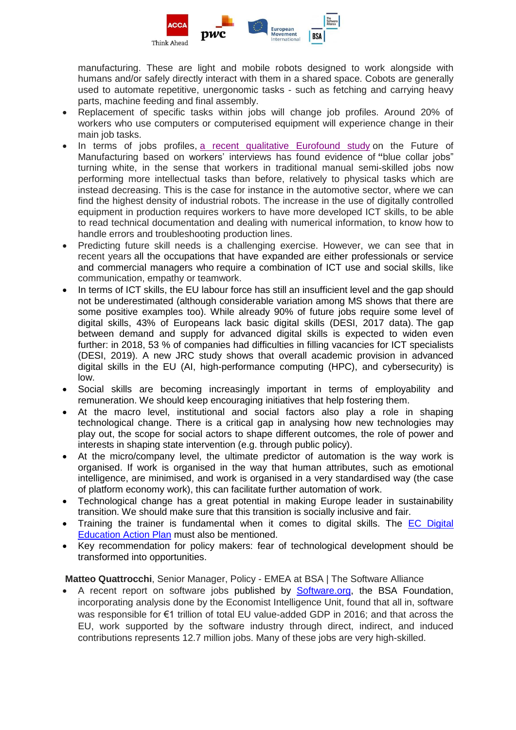manufacturing. These are light and mobile robots designed to work alongside with humans and/or safely directly interact with them in a shared space. Cobots are generally used to automate repetitive, unergonomic tasks - such as fetching and carrying heavy parts, machine feeding and final assembly.

- Replacement of specific tasks within jobs will change job profiles. Around 20% of workers who use computers or computerised equipment will experience change in their main job tasks.
- In terms of jobs profiles, a recent qualitative Eurofound study on the Future of Manufacturing based on workers' interviews has found evidence of **"**blue collar jobs" turning white, in the sense that workers in traditional manual semi-skilled jobs now performing more intellectual tasks than before, relatively to physical tasks which are instead decreasing. This is the case for instance in the automotive sector, where we can find the highest density of industrial robots. The increase in the use of digitally controlled equipment in production requires workers to have more developed ICT skills, to be able to read technical documentation and dealing with numerical information, to know how to handle errors and troubleshooting production lines.
- Predicting future skill needs is a challenging exercise. However, we can see that in recent years all the occupations that have expanded are either professionals or service and commercial managers who require a combination of ICT use and social skills, like communication, empathy or teamwork.
- In terms of ICT skills, the EU labour force has still an insufficient level and the gap should not be underestimated (although considerable variation among MS shows that there are some positive examples too). While already 90% of future jobs require some level of digital skills, 43% of Europeans lack basic digital skills (DESI, 2017 data). The gap between demand and supply for advanced digital skills is expected to widen even further: in 2018, 53 % of companies had difficulties in filling vacancies for ICT specialists (DESI, 2019). A new JRC study shows that overall academic provision in advanced digital skills in the EU (AI, high-performance computing (HPC), and cybersecurity) is low.
- Social skills are becoming increasingly important in terms of employability and remuneration. We should keep encouraging initiatives that help fostering them.
- At the macro level, institutional and social factors also play a role in shaping technological change. There is a critical gap in analysing how new technologies may play out, the scope for social actors to shape different outcomes, the role of power and interests in shaping state intervention (e.g. through public policy).
- At the micro/company level, the ultimate predictor of automation is the way work is organised. If work is organised in the way that human attributes, such as emotional intelligence, are minimised, and work is organised in a very standardised way (the case of platform economy work), this can facilitate further automation of work.
- Technological change has a great potential in making Europe leader in sustainability transition. We should make sure that this transition is socially inclusive and fair.
- Training the trainer is fundamental when it comes to digital skills. The EC Digital Education Action Plan must also be mentioned.
- Key recommendation for policy makers: fear of technological development should be transformed into opportunities.

**Matteo Quattrocchi**, Senior Manager, Policy - EMEA at BSA | The Software Alliance

- A recent report on software jobs published by Software.org, the BSA Foundation, incorporating analysis done by the Economist Intelligence Unit, found that all in, software was responsible for €1 trillion of total EU value-added GDP in 2016; and that across the EU, work supported by the software industry through direct, indirect, and induced contributions represents 12.7 million jobs. Many of these jobs are very high-skilled.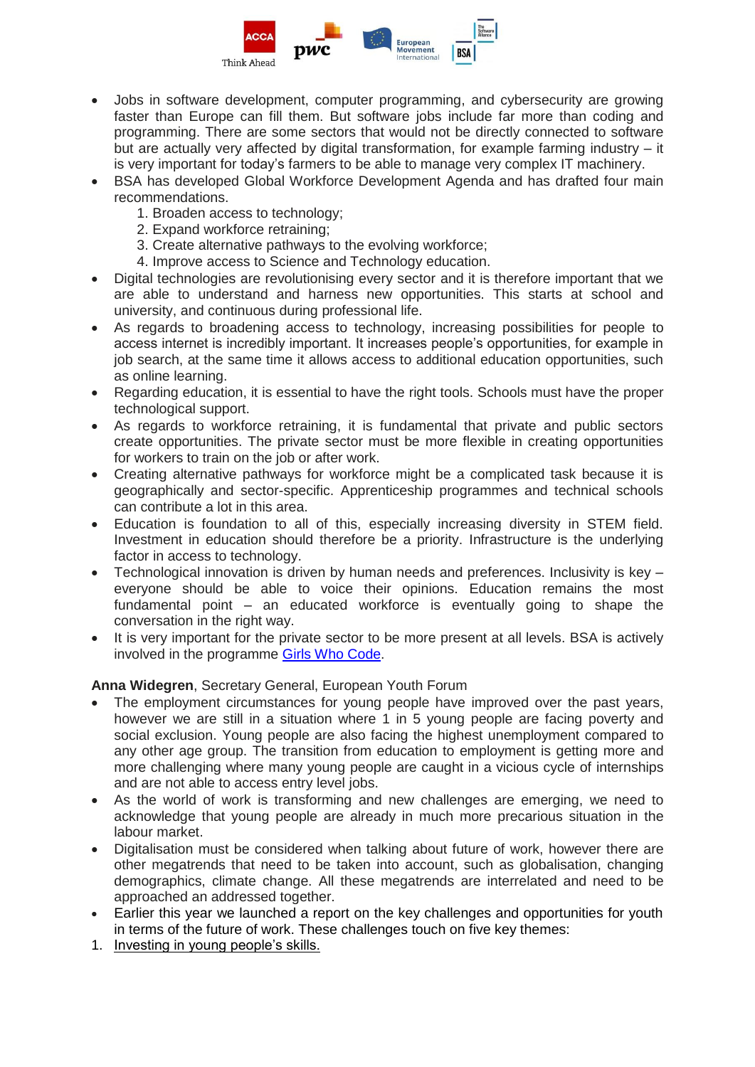- Jobs in software development, computer programming, and cybersecurity are growing faster than Europe can fill them. But software jobs include far more than coding and programming. There are some sectors that would not be directly connected to software but are actually very affected by digital transformation, for example farming industry – it is very important for today's farmers to be able to manage very complex IT machinery.
- BSA has developed Global Workforce Development Agenda and has drafted four main recommendations.
    1. Broaden access to technology;
    2. Expand workforce retraining;
    3. Create alternative pathways to the evolving workforce;
    4. Improve access to Science and Technology education.
- Digital technologies are revolutionising every sector and it is therefore important that we are able to understand and harness new opportunities. This starts at school and university, and continuous during professional life.
- As regards to broadening access to technology, increasing possibilities for people to access internet is incredibly important. It increases people's opportunities, for example in job search, at the same time it allows access to additional education opportunities, such as online learning.
- Regarding education, it is essential to have the right tools. Schools must have the proper technological support.
- As regards to workforce retraining, it is fundamental that private and public sectors create opportunities. The private sector must be more flexible in creating opportunities for workers to train on the job or after work.
- Creating alternative pathways for workforce might be a complicated task because it is geographically and sector-specific. Apprenticeship programmes and technical schools can contribute a lot in this area.
- Education is foundation to all of this, especially increasing diversity in STEM field. Investment in education should therefore be a priority. Infrastructure is the underlying factor in access to technology.
- Technological innovation is driven by human needs and preferences. Inclusivity is key – everyone should be able to voice their opinions. Education remains the most fundamental point – an educated workforce is eventually going to shape the conversation in the right way.
- It is very important for the private sector to be more present at all levels. BSA is actively involved in the programme Girls Who Code.

**Anna Widegren**, Secretary General, European Youth Forum

- The employment circumstances for young people have improved over the past years, however we are still in a situation where 1 in 5 young people are facing poverty and social exclusion. Young people are also facing the highest unemployment compared to any other age group. The transition from education to employment is getting more and more challenging where many young people are caught in a vicious cycle of internships and are not able to access entry level jobs.
- As the world of work is transforming and new challenges are emerging, we need to acknowledge that young people are already in much more precarious situation in the labour market.
- Digitalisation must be considered when talking about future of work, however there are other megatrends that need to be taken into account, such as globalisation, changing demographics, climate change. All these megatrends are interrelated and need to be approached an addressed together.
- Earlier this year we launched a report on the key challenges and opportunities for youth in terms of the future of work. These challenges touch on five key themes:

1. Investing in young people's skills.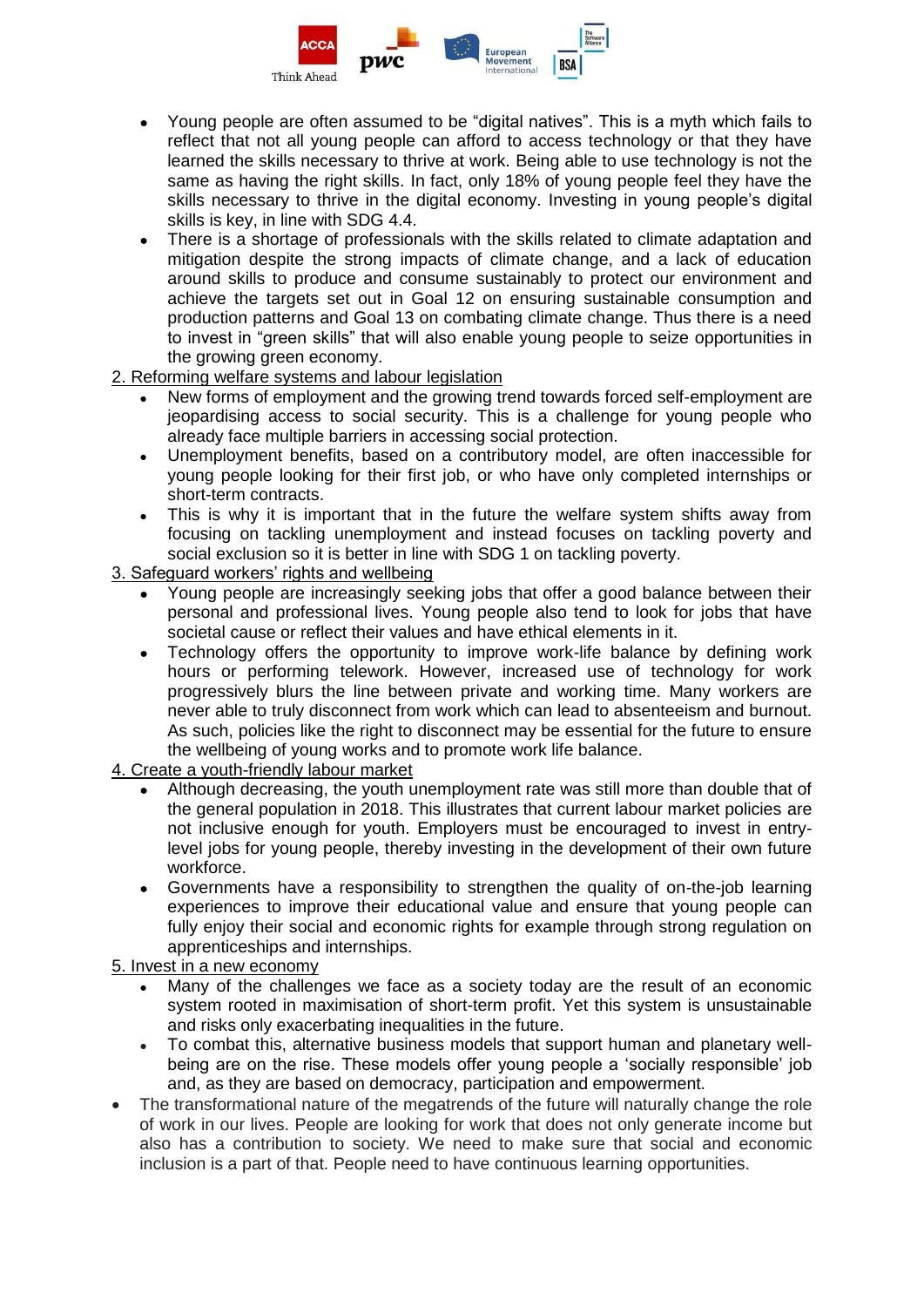- Young people are often assumed to be "digital natives". This is a myth which fails to reflect that not all young people can afford to access technology or that they have learned the skills necessary to thrive at work. Being able to use technology is not the same as having the right skills. In fact, only 18% of young people feel they have the skills necessary to thrive in the digital economy. Investing in young people's digital skills is key, in line with SDG 4.4.
- There is a shortage of professionals with the skills related to climate adaptation and mitigation despite the strong impacts of climate change, and a lack of education around skills to produce and consume sustainably to protect our environment and achieve the targets set out in Goal 12 on ensuring sustainable consumption and production patterns and Goal 13 on combating climate change. Thus there is a need to invest in "green skills" that will also enable young people to seize opportunities in the growing green economy.

2. Reforming welfare systems and labour legislation

- New forms of employment and the growing trend towards forced self-employment are jeopardising access to social security. This is a challenge for young people who already face multiple barriers in accessing social protection.
- Unemployment benefits, based on a contributory model, are often inaccessible for young people looking for their first job, or who have only completed internships or short-term contracts.
- This is why it is important that in the future the welfare system shifts away from focusing on tackling unemployment and instead focuses on tackling poverty and social exclusion so it is better in line with SDG 1 on tackling poverty.

3. Safeguard workers' rights and wellbeing

- Young people are increasingly seeking jobs that offer a good balance between their personal and professional lives. Young people also tend to look for jobs that have societal cause or reflect their values and have ethical elements in it.
- Technology offers the opportunity to improve work-life balance by defining work hours or performing telework. However, increased use of technology for work progressively blurs the line between private and working time. Many workers are never able to truly disconnect from work which can lead to absenteeism and burnout. As such, policies like the right to disconnect may be essential for the future to ensure the wellbeing of young works and to promote work life balance.

4. Create a youth-friendly labour market

- Although decreasing, the youth unemployment rate was still more than double that of the general population in 2018. This illustrates that current labour market policies are not inclusive enough for youth. Employers must be encouraged to invest in entry-level jobs for young people, thereby investing in the development of their own future workforce.
- Governments have a responsibility to strengthen the quality of on-the-job learning experiences to improve their educational value and ensure that young people can fully enjoy their social and economic rights for example through strong regulation on apprenticeships and internships.

5. Invest in a new economy

- Many of the challenges we face as a society today are the result of an economic system rooted in maximisation of short-term profit. Yet this system is unsustainable and risks only exacerbating inequalities in the future.
- To combat this, alternative business models that support human and planetary well-being are on the rise. These models offer young people a 'socially responsible' job and, as they are based on democracy, participation and empowerment.

- The transformational nature of the megatrends of the future will naturally change the role of work in our lives. People are looking for work that does not only generate income but also has a contribution to society. We need to make sure that social and economic inclusion is a part of that. People need to have continuous learning opportunities.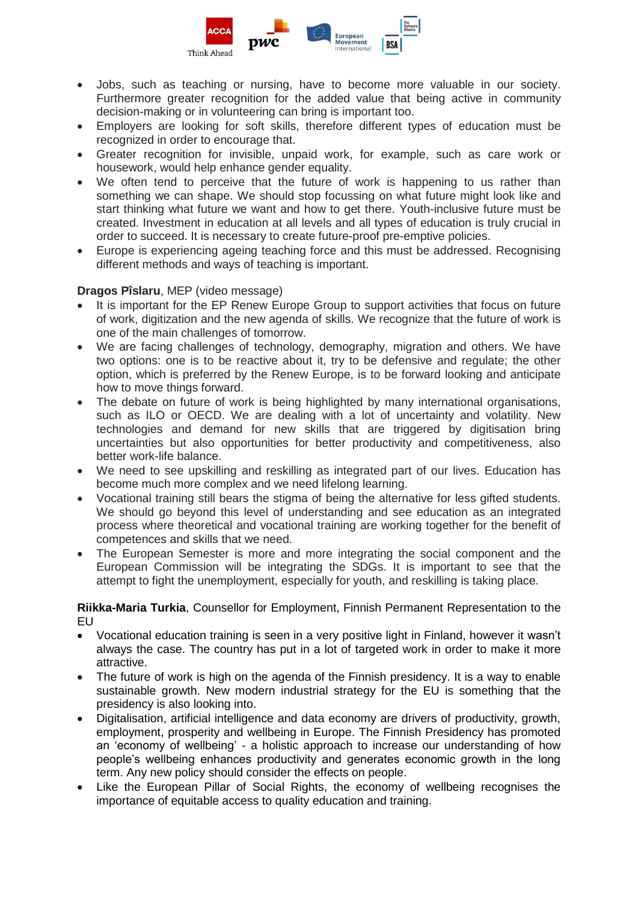- Jobs, such as teaching or nursing, have to become more valuable in our society. Furthermore greater recognition for the added value that being active in community decision-making or in volunteering can bring is important too.
- Employers are looking for soft skills, therefore different types of education must be recognized in order to encourage that.
- Greater recognition for invisible, unpaid work, for example, such as care work or housework, would help enhance gender equality.
- We often tend to perceive that the future of work is happening to us rather than something we can shape. We should stop focussing on what future might look like and start thinking what future we want and how to get there. Youth-inclusive future must be created. Investment in education at all levels and all types of education is truly crucial in order to succeed. It is necessary to create future-proof pre-emptive policies.
- Europe is experiencing ageing teaching force and this must be addressed. Recognising different methods and ways of teaching is important.

**Dragos Pîslaru**, MEP (video message)

- It is important for the EP Renew Europe Group to support activities that focus on future of work, digitization and the new agenda of skills. We recognize that the future of work is one of the main challenges of tomorrow.
- We are facing challenges of technology, demography, migration and others. We have two options: one is to be reactive about it, try to be defensive and regulate; the other option, which is preferred by the Renew Europe, is to be forward looking and anticipate how to move things forward.
- The debate on future of work is being highlighted by many international organisations, such as ILO or OECD. We are dealing with a lot of uncertainty and volatility. New technologies and demand for new skills that are triggered by digitisation bring uncertainties but also opportunities for better productivity and competitiveness, also better work-life balance.
- We need to see upskilling and reskilling as integrated part of our lives. Education has become much more complex and we need lifelong learning.
- Vocational training still bears the stigma of being the alternative for less gifted students. We should go beyond this level of understanding and see education as an integrated process where theoretical and vocational training are working together for the benefit of competences and skills that we need.
- The European Semester is more and more integrating the social component and the European Commission will be integrating the SDGs. It is important to see that the attempt to fight the unemployment, especially for youth, and reskilling is taking place.

**Riikka-Maria Turkia**, Counsellor for Employment, Finnish Permanent Representation to the EU

- Vocational education training is seen in a very positive light in Finland, however it wasn't always the case. The country has put in a lot of targeted work in order to make it more attractive.
- The future of work is high on the agenda of the Finnish presidency. It is a way to enable sustainable growth. New modern industrial strategy for the EU is something that the presidency is also looking into.
- Digitalisation, artificial intelligence and data economy are drivers of productivity, growth, employment, prosperity and wellbeing in Europe. The Finnish Presidency has promoted an 'economy of wellbeing' - a holistic approach to increase our understanding of how people's wellbeing enhances productivity and generates economic growth in the long term. Any new policy should consider the effects on people.
- Like the European Pillar of Social Rights, the economy of wellbeing recognises the importance of equitable access to quality education and training.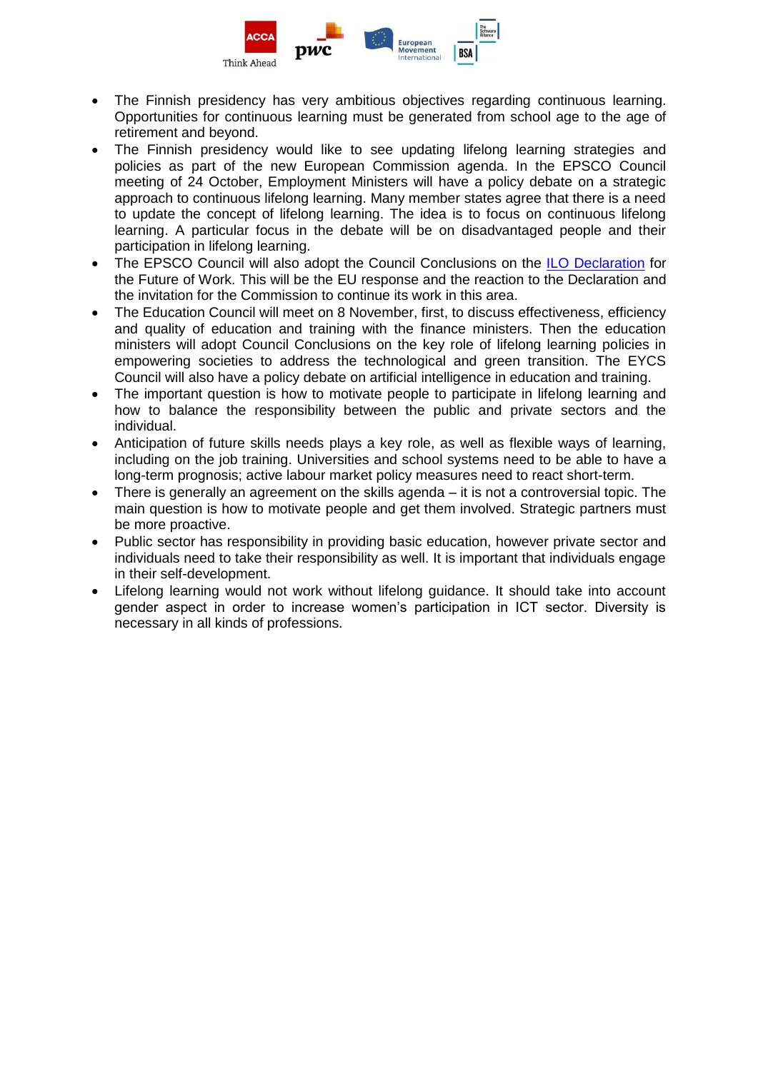- The Finnish presidency has very ambitious objectives regarding continuous learning. Opportunities for continuous learning must be generated from school age to the age of retirement and beyond.
- The Finnish presidency would like to see updating lifelong learning strategies and policies as part of the new European Commission agenda. In the EPSCO Council meeting of 24 October, Employment Ministers will have a policy debate on a strategic approach to continuous lifelong learning. Many member states agree that there is a need to update the concept of lifelong learning. The idea is to focus on continuous lifelong learning. A particular focus in the debate will be on disadvantaged people and their participation in lifelong learning.
- The EPSCO Council will also adopt the Council Conclusions on the ILO Declaration for the Future of Work. This will be the EU response and the reaction to the Declaration and the invitation for the Commission to continue its work in this area.
- The Education Council will meet on 8 November, first, to discuss effectiveness, efficiency and quality of education and training with the finance ministers. Then the education ministers will adopt Council Conclusions on the key role of lifelong learning policies in empowering societies to address the technological and green transition. The EYCS Council will also have a policy debate on artificial intelligence in education and training.
- The important question is how to motivate people to participate in lifelong learning and how to balance the responsibility between the public and private sectors and the individual.
- Anticipation of future skills needs plays a key role, as well as flexible ways of learning, including on the job training. Universities and school systems need to be able to have a long-term prognosis; active labour market policy measures need to react short-term.
- There is generally an agreement on the skills agenda – it is not a controversial topic. The main question is how to motivate people and get them involved. Strategic partners must be more proactive.
- Public sector has responsibility in providing basic education, however private sector and individuals need to take their responsibility as well. It is important that individuals engage in their self-development.
- Lifelong learning would not work without lifelong guidance. It should take into account gender aspect in order to increase women's participation in ICT sector. Diversity is necessary in all kinds of professions.